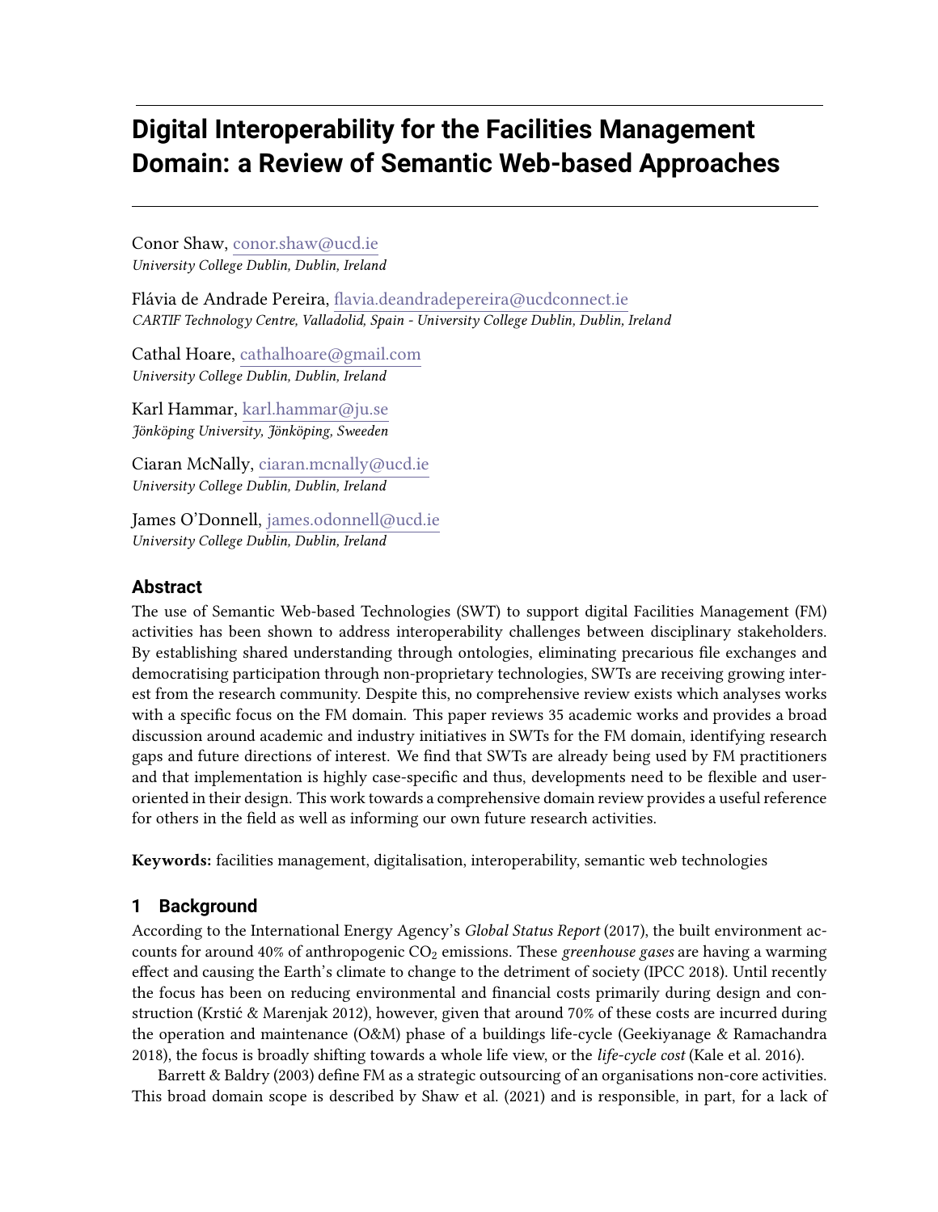# Digital Interoperability for the Facilities Management Domain: a Review of Semantic Web-based Approaches

Conor Shaw, conor.shaw@ucd.ie
*University College Dublin, Dublin, Ireland*

Flávia de Andrade Pereira, flavia.deandradepereira@ucdconnect.ie
*CARTIF Technology Centre, Valladolid, Spain - University College Dublin, Dublin, Ireland*

Cathal Hoare, cathalhoare@gmail.com
*University College Dublin, Dublin, Ireland*

Karl Hammar, karl.hammar@ju.se
*Jönköping University, Jönköping, Sweeden*

Ciaran McNally, ciaran.mcnally@ucd.ie
*University College Dublin, Dublin, Ireland*

James O'Donnell, james.odonnell@ucd.ie
*University College Dublin, Dublin, Ireland*

## Abstract

The use of Semantic Web-based Technologies (SWT) to support digital Facilities Management (FM) activities has been shown to address interoperability challenges between disciplinary stakeholders. By establishing shared understanding through ontologies, eliminating precarious file exchanges and democratising participation through non-proprietary technologies, SWTs are receiving growing interest from the research community. Despite this, no comprehensive review exists which analyses works with a specific focus on the FM domain. This paper reviews 35 academic works and provides a broad discussion around academic and industry initiatives in SWTs for the FM domain, identifying research gaps and future directions of interest. We find that SWTs are already being used by FM practitioners and that implementation is highly case-specific and thus, developments need to be flexible and user-oriented in their design. This work towards a comprehensive domain review provides a useful reference for others in the field as well as informing our own future research activities.

**Keywords:** facilities management, digitalisation, interoperability, semantic web technologies

## 1 Background

According to the International Energy Agency's *Global Status Report* (2017), the built environment accounts for around 40% of anthropogenic $CO_2$ emissions. These *greenhouse gases* are having a warming effect and causing the Earth's climate to change to the detriment of society (IPCC 2018). Until recently the focus has been on reducing environmental and financial costs primarily during design and construction (Krstić & Marenjak 2012), however, given that around 70% of these costs are incurred during the operation and maintenance (O&M) phase of a buildings life-cycle (Geekiyanage & Ramachandra 2018), the focus is broadly shifting towards a whole life view, or the *life-cycle cost* (Kale et al. 2016).

Barrett & Baldry (2003) define FM as a strategic outsourcing of an organisations non-core activities. This broad domain scope is described by Shaw et al. (2021) and is responsible, in part, for a lack of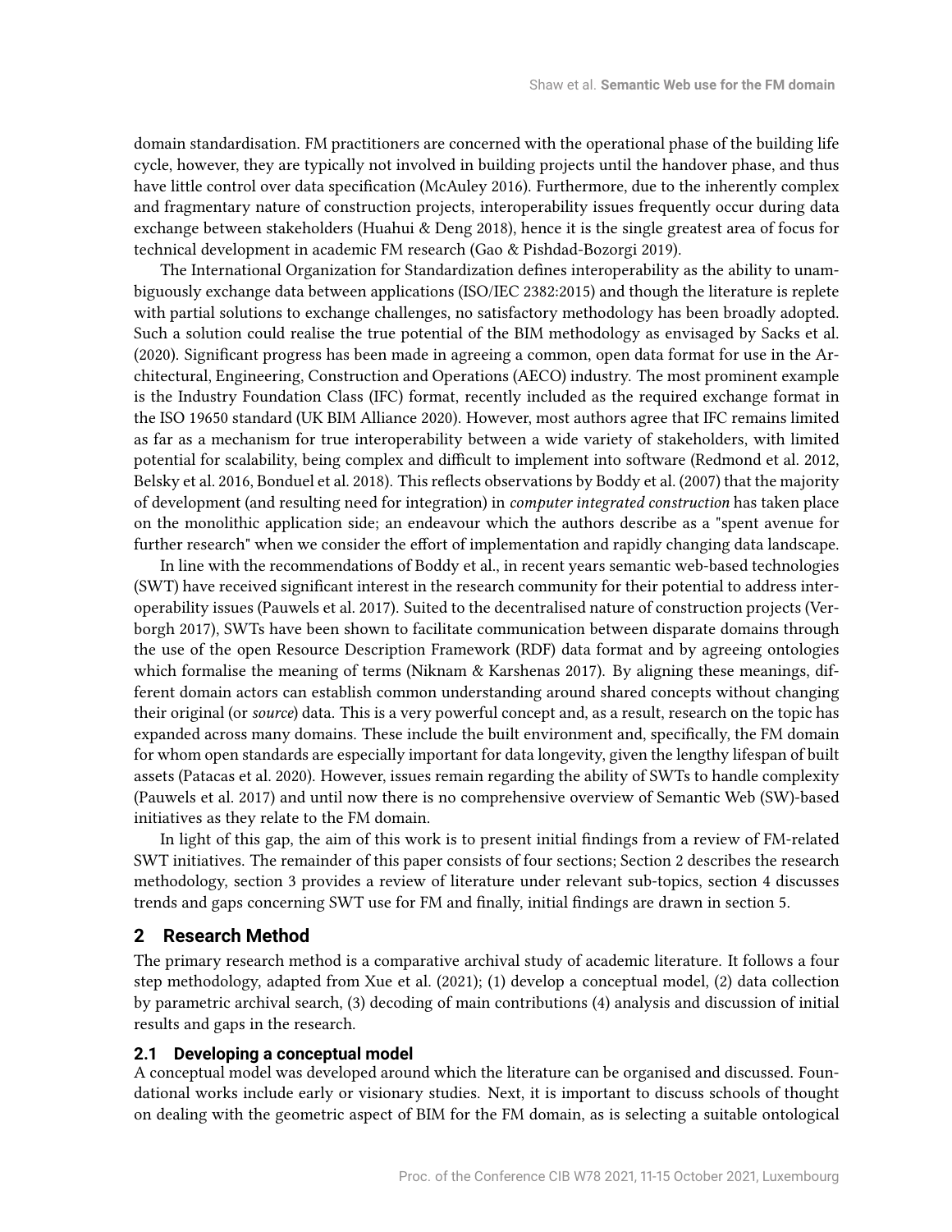domain standardisation. FM practitioners are concerned with the operational phase of the building life cycle, however, they are typically not involved in building projects until the handover phase, and thus have little control over data specification (McAuley 2016). Furthermore, due to the inherently complex and fragmentary nature of construction projects, interoperability issues frequently occur during data exchange between stakeholders (Huahui & Deng 2018), hence it is the single greatest area of focus for technical development in academic FM research (Gao & Pishdad-Bozorgi 2019).

The International Organization for Standardization defines interoperability as the ability to unambiguously exchange data between applications (ISO/IEC 2382:2015) and though the literature is replete with partial solutions to exchange challenges, no satisfactory methodology has been broadly adopted. Such a solution could realise the true potential of the BIM methodology as envisaged by Sacks et al. (2020). Significant progress has been made in agreeing a common, open data format for use in the Architectural, Engineering, Construction and Operations (AECO) industry. The most prominent example is the Industry Foundation Class (IFC) format, recently included as the required exchange format in the ISO 19650 standard (UK BIM Alliance 2020). However, most authors agree that IFC remains limited as far as a mechanism for true interoperability between a wide variety of stakeholders, with limited potential for scalability, being complex and difficult to implement into software (Redmond et al. 2012, Belsky et al. 2016, Bonduel et al. 2018). This reflects observations by Boddy et al. (2007) that the majority of development (and resulting need for integration) in *computer integrated construction* has taken place on the monolithic application side; an endeavour which the authors describe as a "spent avenue for further research" when we consider the effort of implementation and rapidly changing data landscape.

In line with the recommendations of Boddy et al., in recent years semantic web-based technologies (SWT) have received significant interest in the research community for their potential to address interoperability issues (Pauwels et al. 2017). Suited to the decentralised nature of construction projects (Verborgh 2017), SWTs have been shown to facilitate communication between disparate domains through the use of the open Resource Description Framework (RDF) data format and by agreeing ontologies which formalise the meaning of terms (Niknam & Karshenas 2017). By aligning these meanings, different domain actors can establish common understanding around shared concepts without changing their original (or *source*) data. This is a very powerful concept and, as a result, research on the topic has expanded across many domains. These include the built environment and, specifically, the FM domain for whom open standards are especially important for data longevity, given the lengthy lifespan of built assets (Patacas et al. 2020). However, issues remain regarding the ability of SWTs to handle complexity (Pauwels et al. 2017) and until now there is no comprehensive overview of Semantic Web (SW)-based initiatives as they relate to the FM domain.

In light of this gap, the aim of this work is to present initial findings from a review of FM-related SWT initiatives. The remainder of this paper consists of four sections; Section 2 describes the research methodology, section 3 provides a review of literature under relevant sub-topics, section 4 discusses trends and gaps concerning SWT use for FM and finally, initial findings are drawn in section 5.

## 2 Research Method

The primary research method is a comparative archival study of academic literature. It follows a four step methodology, adapted from Xue et al. (2021); (1) develop a conceptual model, (2) data collection by parametric archival search, (3) decoding of main contributions (4) analysis and discussion of initial results and gaps in the research.

### 2.1 Developing a conceptual model

A conceptual model was developed around which the literature can be organised and discussed. Foundational works include early or visionary studies. Next, it is important to discuss schools of thought on dealing with the geometric aspect of BIM for the FM domain, as is selecting a suitable ontological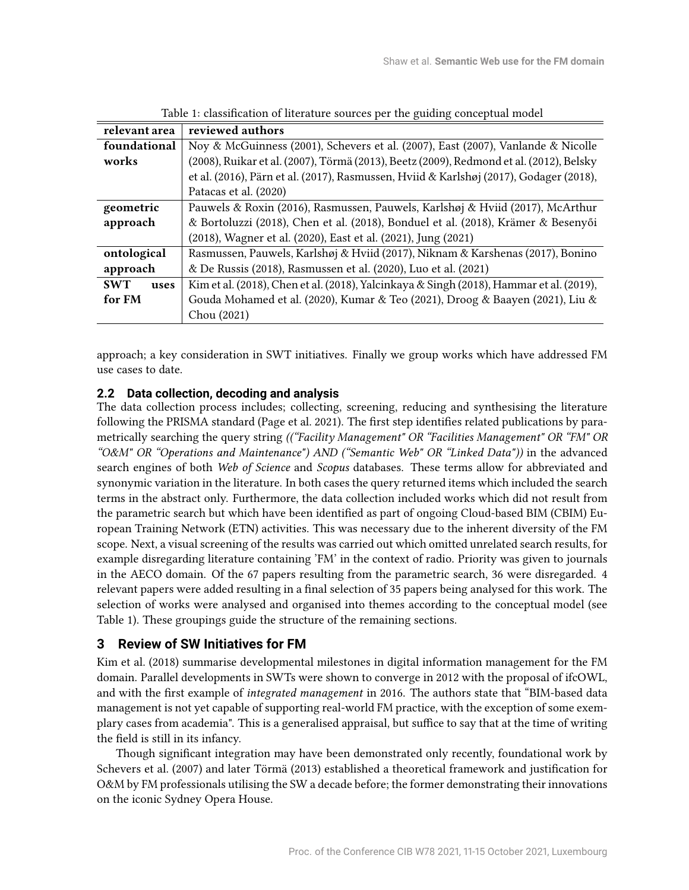Table 1: classification of literature sources per the guiding conceptual model

| relevant area | reviewed authors |
| --- | --- |
| **foundational works** | Noy & McGuinness (2001), Schevers et al. (2007), East (2007), Vanlande & Nicolle (2008), Ruikar et al. (2007), Törmä (2013), Beetz (2009), Redmond et al. (2012), Belsky et al. (2016), Pärn et al. (2017), Rasmussen, Hviid & Karlshøj (2017), Godager (2018), Patacas et al. (2020) |
| **geometric approach** | Pauwels & Roxin (2016), Rasmussen, Pauwels, Karlshøj & Hviid (2017), McArthur & Bortoluzzi (2018), Chen et al. (2018), Bonduel et al. (2018), Krämer & Besenyői (2018), Wagner et al. (2020), East et al. (2021), Jung (2021) |
| **ontological approach** | Rasmussen, Pauwels, Karlshøj & Hviid (2017), Niknam & Karshenas (2017), Bonino & De Russis (2018), Rasmussen et al. (2020), Luo et al. (2021) |
| **SWT uses for FM** | Kim et al. (2018), Chen et al. (2018), Yalcinkaya & Singh (2018), Hammar et al. (2019), Gouda Mohamed et al. (2020), Kumar & Teo (2021), Droog & Baayen (2021), Liu & Chou (2021) |

approach; a key consideration in SWT initiatives. Finally we group works which have addressed FM use cases to date.

### 2.2 Data collection, decoding and analysis

The data collection process includes; collecting, screening, reducing and synthesising the literature following the PRISMA standard (Page et al. 2021). The first step identifies related publications by parametrically searching the query string *((“Facility Management" OR “Facilities Management" OR “FM" OR “O&M" OR “Operations and Maintenance") AND (“Semantic Web" OR “Linked Data"))* in the advanced search engines of both *Web of Science* and *Scopus* databases. These terms allow for abbreviated and synonymic variation in the literature. In both cases the query returned items which included the search terms in the abstract only. Furthermore, the data collection included works which did not result from the parametric search but which have been identified as part of ongoing Cloud-based BIM (CBIM) European Training Network (ETN) activities. This was necessary due to the inherent diversity of the FM scope. Next, a visual screening of the results was carried out which omitted unrelated search results, for example disregarding literature containing 'FM' in the context of radio. Priority was given to journals in the AECO domain. Of the 67 papers resulting from the parametric search, 36 were disregarded. 4 relevant papers were added resulting in a final selection of 35 papers being analysed for this work. The selection of works were analysed and organised into themes according to the conceptual model (see Table 1). These groupings guide the structure of the remaining sections.

## 3 Review of SW Initiatives for FM

Kim et al. (2018) summarise developmental milestones in digital information management for the FM domain. Parallel developments in SWTs were shown to converge in 2012 with the proposal of ifcOWL, and with the first example of *integrated management* in 2016. The authors state that “BIM-based data management is not yet capable of supporting real-world FM practice, with the exception of some exemplary cases from academia". This is a generalised appraisal, but suffice to say that at the time of writing the field is still in its infancy.

Though significant integration may have been demonstrated only recently, foundational work by Schevers et al. (2007) and later Törmä (2013) established a theoretical framework and justification for O&M by FM professionals utilising the SW a decade before; the former demonstrating their innovations on the iconic Sydney Opera House.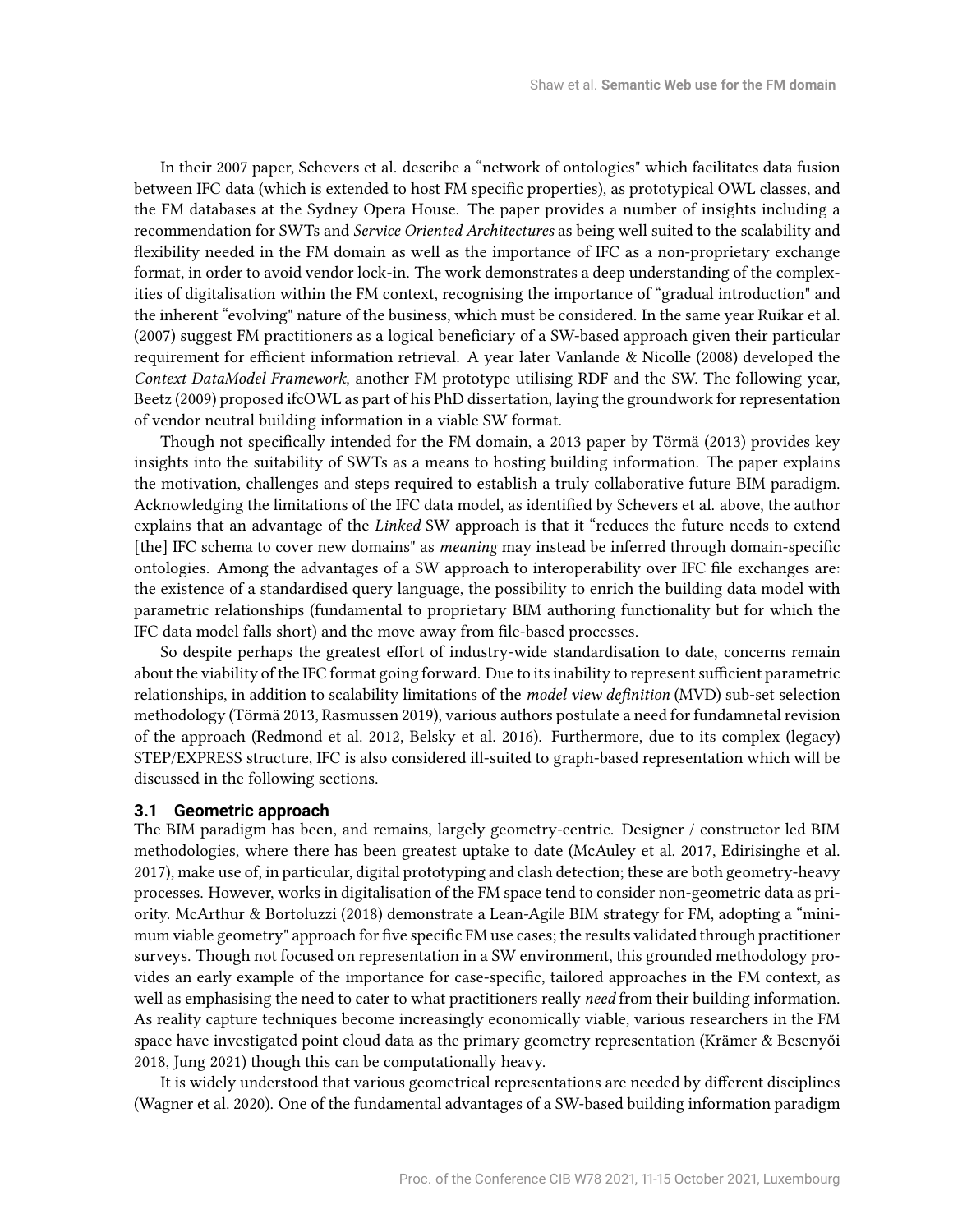In their 2007 paper, Schevers et al. describe a "network of ontologies" which facilitates data fusion between IFC data (which is extended to host FM specific properties), as prototypical OWL classes, and the FM databases at the Sydney Opera House. The paper provides a number of insights including a recommendation for SWTs and *Service Oriented Architectures* as being well suited to the scalability and flexibility needed in the FM domain as well as the importance of IFC as a non-proprietary exchange format, in order to avoid vendor lock-in. The work demonstrates a deep understanding of the complexities of digitalisation within the FM context, recognising the importance of "gradual introduction" and the inherent "evolving" nature of the business, which must be considered. In the same year Ruikar et al. (2007) suggest FM practitioners as a logical beneficiary of a SW-based approach given their particular requirement for efficient information retrieval. A year later Vanlande & Nicolle (2008) developed the *Context DataModel Framework*, another FM prototype utilising RDF and the SW. The following year, Beetz (2009) proposed ifcOWL as part of his PhD dissertation, laying the groundwork for representation of vendor neutral building information in a viable SW format.

Though not specifically intended for the FM domain, a 2013 paper by Törmä (2013) provides key insights into the suitability of SWTs as a means to hosting building information. The paper explains the motivation, challenges and steps required to establish a truly collaborative future BIM paradigm. Acknowledging the limitations of the IFC data model, as identified by Schevers et al. above, the author explains that an advantage of the *Linked* SW approach is that it "reduces the future needs to extend [the] IFC schema to cover new domains" as *meaning* may instead be inferred through domain-specific ontologies. Among the advantages of a SW approach to interoperability over IFC file exchanges are: the existence of a standardised query language, the possibility to enrich the building data model with parametric relationships (fundamental to proprietary BIM authoring functionality but for which the IFC data model falls short) and the move away from file-based processes.

So despite perhaps the greatest effort of industry-wide standardisation to date, concerns remain about the viability of the IFC format going forward. Due to its inability to represent sufficient parametric relationships, in addition to scalability limitations of the *model view definition* (MVD) sub-set selection methodology (Törmä 2013, Rasmussen 2019), various authors postulate a need for fundamnetal revision of the approach (Redmond et al. 2012, Belsky et al. 2016). Furthermore, due to its complex (legacy) STEP/EXPRESS structure, IFC is also considered ill-suited to graph-based representation which will be discussed in the following sections.

### 3.1 Geometric approach

The BIM paradigm has been, and remains, largely geometry-centric. Designer / constructor led BIM methodologies, where there has been greatest uptake to date (McAuley et al. 2017, Edirisinghe et al. 2017), make use of, in particular, digital prototyping and clash detection; these are both geometry-heavy processes. However, works in digitalisation of the FM space tend to consider non-geometric data as priority. McArthur & Bortoluzzi (2018) demonstrate a Lean-Agile BIM strategy for FM, adopting a "minimum viable geometry" approach for five specific FM use cases; the results validated through practitioner surveys. Though not focused on representation in a SW environment, this grounded methodology provides an early example of the importance for case-specific, tailored approaches in the FM context, as well as emphasising the need to cater to what practitioners really *need* from their building information. As reality capture techniques become increasingly economically viable, various researchers in the FM space have investigated point cloud data as the primary geometry representation (Krämer & Besenyői 2018, Jung 2021) though this can be computationally heavy.

It is widely understood that various geometrical representations are needed by different disciplines (Wagner et al. 2020). One of the fundamental advantages of a SW-based building information paradigm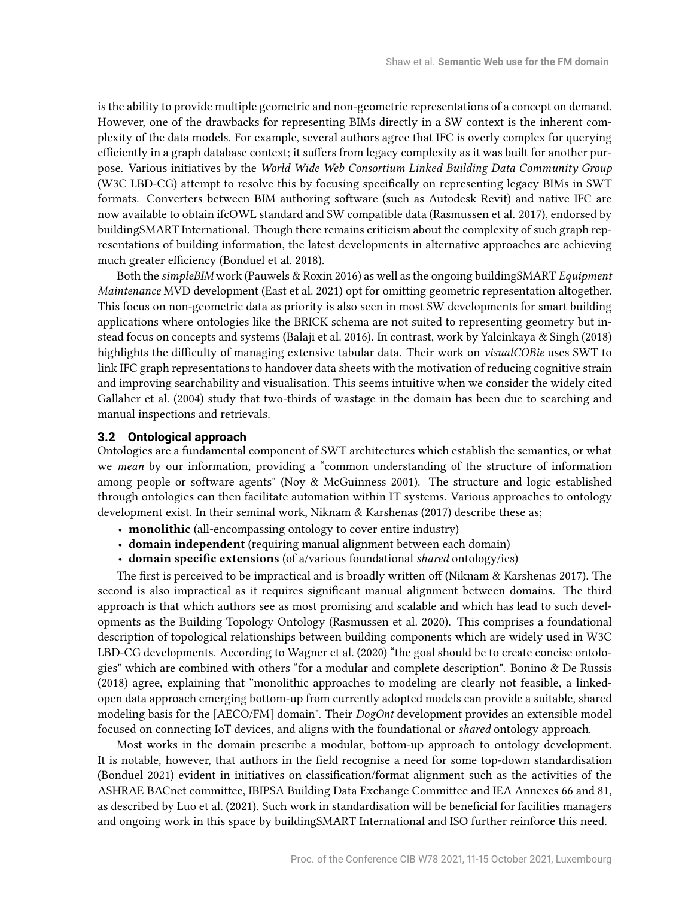is the ability to provide multiple geometric and non-geometric representations of a concept on demand. However, one of the drawbacks for representing BIMs directly in a SW context is the inherent complexity of the data models. For example, several authors agree that IFC is overly complex for querying efficiently in a graph database context; it suffers from legacy complexity as it was built for another purpose. Various initiatives by the *World Wide Web Consortium Linked Building Data Community Group* (W3C LBD-CG) attempt to resolve this by focusing specifically on representing legacy BIMs in SWT formats. Converters between BIM authoring software (such as Autodesk Revit) and native IFC are now available to obtain ifcOWL standard and SW compatible data (Rasmussen et al. 2017), endorsed by buildingSMART International. Though there remains criticism about the complexity of such graph representations of building information, the latest developments in alternative approaches are achieving much greater efficiency (Bonduel et al. 2018).

Both the *simpleBIM* work (Pauwels & Roxin 2016) as well as the ongoing buildingSMART *Equipment Maintenance* MVD development (East et al. 2021) opt for omitting geometric representation altogether. This focus on non-geometric data as priority is also seen in most SW developments for smart building applications where ontologies like the BRICK schema are not suited to representing geometry but instead focus on concepts and systems (Balaji et al. 2016). In contrast, work by Yalcinkaya & Singh (2018) highlights the difficulty of managing extensive tabular data. Their work on *visualCOBie* uses SWT to link IFC graph representations to handover data sheets with the motivation of reducing cognitive strain and improving searchability and visualisation. This seems intuitive when we consider the widely cited Gallaher et al. (2004) study that two-thirds of wastage in the domain has been due to searching and manual inspections and retrievals.

### 3.2 Ontological approach

Ontologies are a fundamental component of SWT architectures which establish the semantics, or what we *mean* by our information, providing a "common understanding of the structure of information among people or software agents" (Noy & McGuinness 2001). The structure and logic established through ontologies can then facilitate automation within IT systems. Various approaches to ontology development exist. In their seminal work, Niknam & Karshenas (2017) describe these as;

- **monolithic** (all-encompassing ontology to cover entire industry)
- **domain independent** (requiring manual alignment between each domain)
- **domain specific extensions** (of a/various foundational *shared* ontology/ies)

The first is perceived to be impractical and is broadly written off (Niknam & Karshenas 2017). The second is also impractical as it requires significant manual alignment between domains. The third approach is that which authors see as most promising and scalable and which has lead to such developments as the Building Topology Ontology (Rasmussen et al. 2020). This comprises a foundational description of topological relationships between building components which are widely used in W3C LBD-CG developments. According to Wagner et al. (2020) "the goal should be to create concise ontologies" which are combined with others "for a modular and complete description". Bonino & De Russis (2018) agree, explaining that "monolithic approaches to modeling are clearly not feasible, a linked-open data approach emerging bottom-up from currently adopted models can provide a suitable, shared modeling basis for the [AECO/FM] domain". Their *DogOnt* development provides an extensible model focused on connecting IoT devices, and aligns with the foundational or *shared* ontology approach.

Most works in the domain prescribe a modular, bottom-up approach to ontology development. It is notable, however, that authors in the field recognise a need for some top-down standardisation (Bonduel 2021) evident in initiatives on classification/format alignment such as the activities of the ASHRAE BACnet committee, IBIPSA Building Data Exchange Committee and IEA Annexes 66 and 81, as described by Luo et al. (2021). Such work in standardisation will be beneficial for facilities managers and ongoing work in this space by buildingSMART International and ISO further reinforce this need.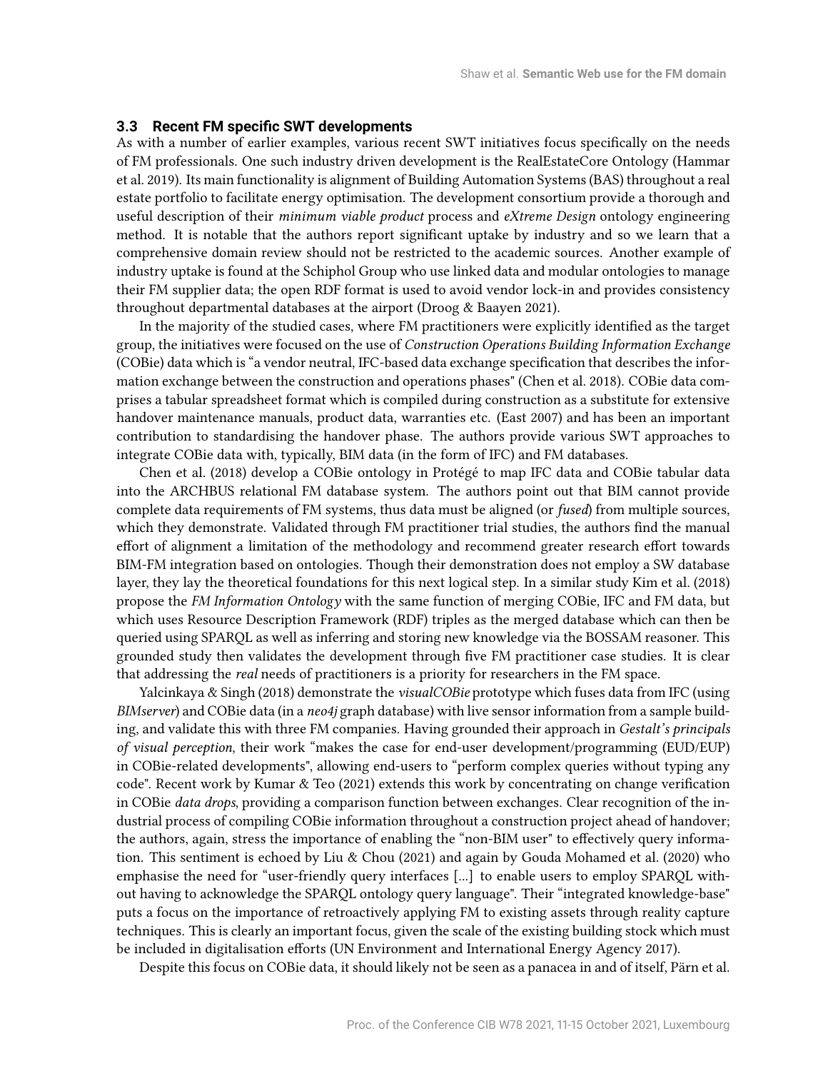### 3.3 Recent FM specific SWT developments

As with a number of earlier examples, various recent SWT initiatives focus specifically on the needs of FM professionals. One such industry driven development is the RealEstateCore Ontology (Hammar et al. 2019). Its main functionality is alignment of Building Automation Systems (BAS) throughout a real estate portfolio to facilitate energy optimisation. The development consortium provide a thorough and useful description of their *minimum viable product* process and *eXtreme Design* ontology engineering method. It is notable that the authors report significant uptake by industry and so we learn that a comprehensive domain review should not be restricted to the academic sources. Another example of industry uptake is found at the Schiphol Group who use linked data and modular ontologies to manage their FM supplier data; the open RDF format is used to avoid vendor lock-in and provides consistency throughout departmental databases at the airport (Droog & Baayen 2021).

In the majority of the studied cases, where FM practitioners were explicitly identified as the target group, the initiatives were focused on the use of *Construction Operations Building Information Exchange* (COBie) data which is "a vendor neutral, IFC-based data exchange specification that describes the information exchange between the construction and operations phases" (Chen et al. 2018). COBie data comprises a tabular spreadsheet format which is compiled during construction as a substitute for extensive handover maintenance manuals, product data, warranties etc. (East 2007) and has been an important contribution to standardising the handover phase. The authors provide various SWT approaches to integrate COBie data with, typically, BIM data (in the form of IFC) and FM databases.

Chen et al. (2018) develop a COBie ontology in Protégé to map IFC data and COBie tabular data into the ARCHBUS relational FM database system. The authors point out that BIM cannot provide complete data requirements of FM systems, thus data must be aligned (or *fused*) from multiple sources, which they demonstrate. Validated through FM practitioner trial studies, the authors find the manual effort of alignment a limitation of the methodology and recommend greater research effort towards BIM-FM integration based on ontologies. Though their demonstration does not employ a SW database layer, they lay the theoretical foundations for this next logical step. In a similar study Kim et al. (2018) propose the *FM Information Ontology* with the same function of merging COBie, IFC and FM data, but which uses Resource Description Framework (RDF) triples as the merged database which can then be queried using SPARQL as well as inferring and storing new knowledge via the BOSSAM reasoner. This grounded study then validates the development through five FM practitioner case studies. It is clear that addressing the *real* needs of practitioners is a priority for researchers in the FM space.

Yalcinkaya & Singh (2018) demonstrate the *visualCOBie* prototype which fuses data from IFC (using *BIMserver*) and COBie data (in a *neo4j* graph database) with live sensor information from a sample building, and validate this with three FM companies. Having grounded their approach in *Gestalt's principals of visual perception*, their work "makes the case for end-user development/programming (EUD/EUP) in COBie-related developments", allowing end-users to "perform complex queries without typing any code". Recent work by Kumar & Teo (2021) extends this work by concentrating on change verification in COBie *data drops*, providing a comparison function between exchanges. Clear recognition of the industrial process of compiling COBie information throughout a construction project ahead of handover; the authors, again, stress the importance of enabling the "non-BIM user" to effectively query information. This sentiment is echoed by Liu & Chou (2021) and again by Gouda Mohamed et al. (2020) who emphasise the need for "user-friendly query interfaces [...] to enable users to employ SPARQL without having to acknowledge the SPARQL ontology query language". Their "integrated knowledge-base" puts a focus on the importance of retroactively applying FM to existing assets through reality capture techniques. This is clearly an important focus, given the scale of the existing building stock which must be included in digitalisation efforts (UN Environment and International Energy Agency 2017).

Despite this focus on COBie data, it should likely not be seen as a panacea in and of itself, Pärn et al.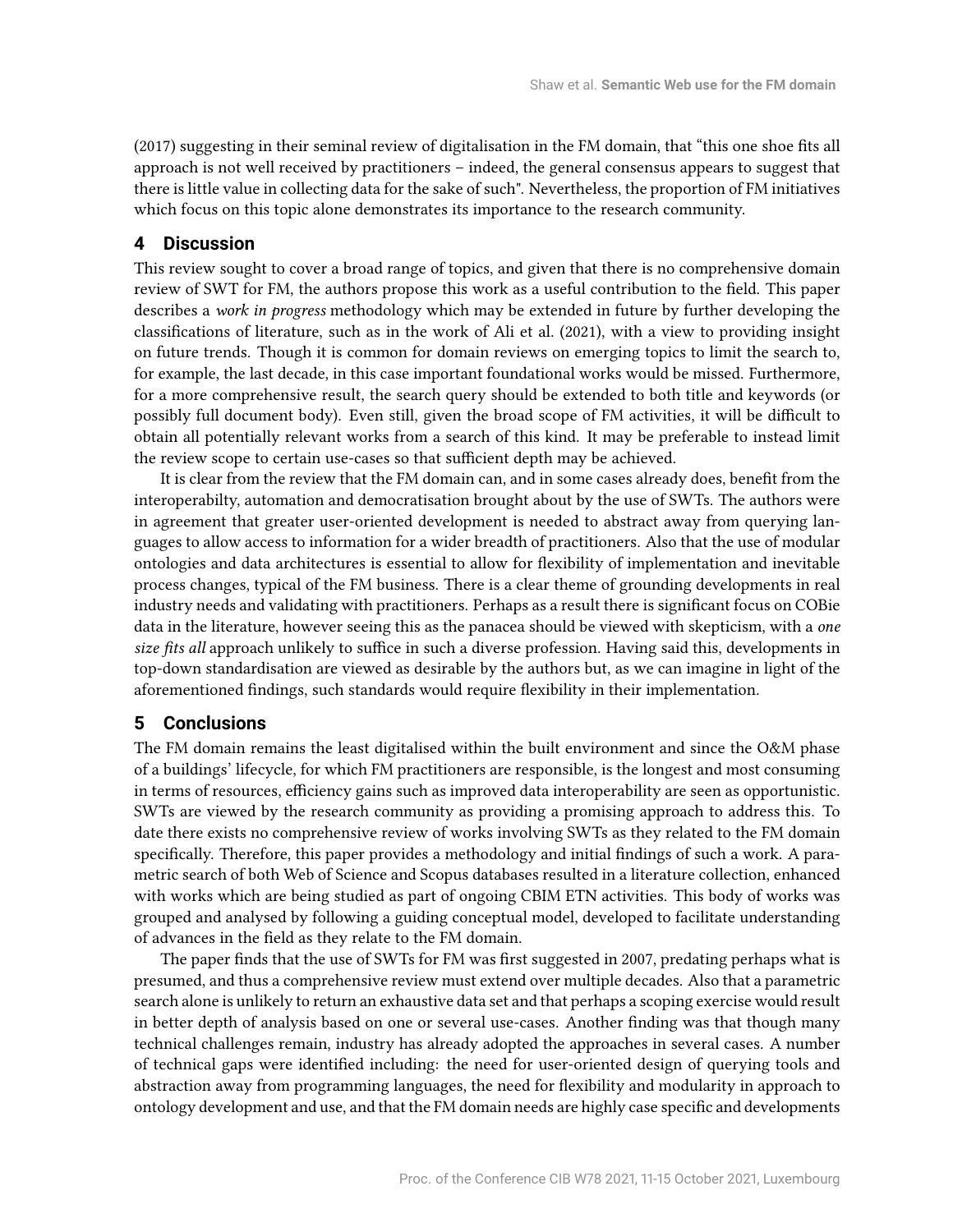(2017) suggesting in their seminal review of digitalisation in the FM domain, that "this one shoe fits all approach is not well received by practitioners – indeed, the general consensus appears to suggest that there is little value in collecting data for the sake of such". Nevertheless, the proportion of FM initiatives which focus on this topic alone demonstrates its importance to the research community.

## 4 Discussion

This review sought to cover a broad range of topics, and given that there is no comprehensive domain review of SWT for FM, the authors propose this work as a useful contribution to the field. This paper describes a *work in progress* methodology which may be extended in future by further developing the classifications of literature, such as in the work of Ali et al. (2021), with a view to providing insight on future trends. Though it is common for domain reviews on emerging topics to limit the search to, for example, the last decade, in this case important foundational works would be missed. Furthermore, for a more comprehensive result, the search query should be extended to both title and keywords (or possibly full document body). Even still, given the broad scope of FM activities, it will be difficult to obtain all potentially relevant works from a search of this kind. It may be preferable to instead limit the review scope to certain use-cases so that sufficient depth may be achieved.

It is clear from the review that the FM domain can, and in some cases already does, benefit from the interoperabilty, automation and democratisation brought about by the use of SWTs. The authors were in agreement that greater user-oriented development is needed to abstract away from querying languages to allow access to information for a wider breadth of practitioners. Also that the use of modular ontologies and data architectures is essential to allow for flexibility of implementation and inevitable process changes, typical of the FM business. There is a clear theme of grounding developments in real industry needs and validating with practitioners. Perhaps as a result there is significant focus on COBie data in the literature, however seeing this as the panacea should be viewed with skepticism, with a *one size fits all* approach unlikely to suffice in such a diverse profession. Having said this, developments in top-down standardisation are viewed as desirable by the authors but, as we can imagine in light of the aforementioned findings, such standards would require flexibility in their implementation.

## 5 Conclusions

The FM domain remains the least digitalised within the built environment and since the O&M phase of a buildings' lifecycle, for which FM practitioners are responsible, is the longest and most consuming in terms of resources, efficiency gains such as improved data interoperability are seen as opportunistic. SWTs are viewed by the research community as providing a promising approach to address this. To date there exists no comprehensive review of works involving SWTs as they related to the FM domain specifically. Therefore, this paper provides a methodology and initial findings of such a work. A parametric search of both Web of Science and Scopus databases resulted in a literature collection, enhanced with works which are being studied as part of ongoing CBIM ETN activities. This body of works was grouped and analysed by following a guiding conceptual model, developed to facilitate understanding of advances in the field as they relate to the FM domain.

The paper finds that the use of SWTs for FM was first suggested in 2007, predating perhaps what is presumed, and thus a comprehensive review must extend over multiple decades. Also that a parametric search alone is unlikely to return an exhaustive data set and that perhaps a scoping exercise would result in better depth of analysis based on one or several use-cases. Another finding was that though many technical challenges remain, industry has already adopted the approaches in several cases. A number of technical gaps were identified including: the need for user-oriented design of querying tools and abstraction away from programming languages, the need for flexibility and modularity in approach to ontology development and use, and that the FM domain needs are highly case specific and developments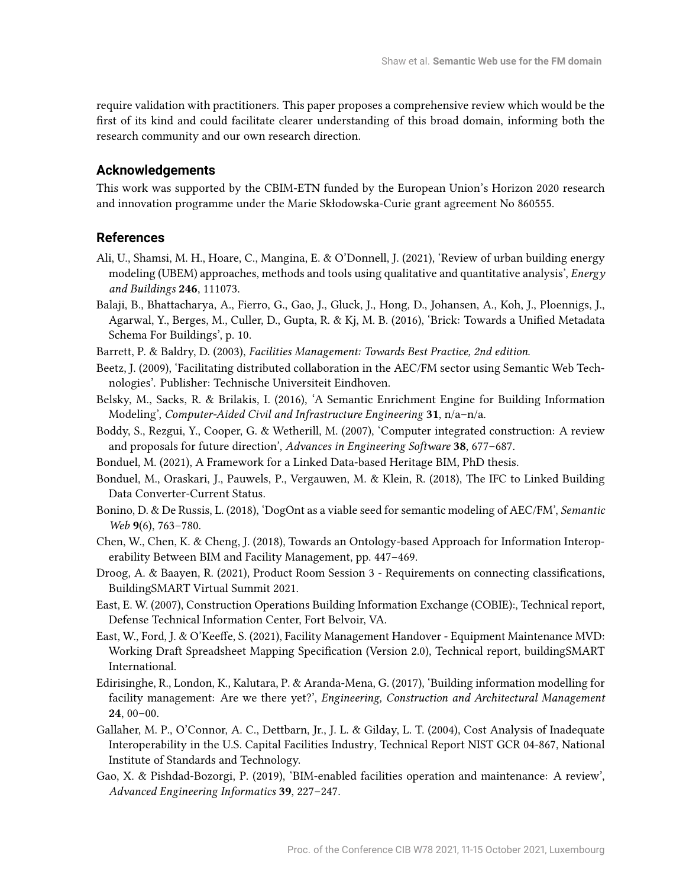require validation with practitioners. This paper proposes a comprehensive review which would be the first of its kind and could facilitate clearer understanding of this broad domain, informing both the research community and our own research direction.

## Acknowledgements

This work was supported by the CBIM-ETN funded by the European Union's Horizon 2020 research and innovation programme under the Marie Skłodowska-Curie grant agreement No 860555.

## References

Ali, U., Shamsi, M. H., Hoare, C., Mangina, E. & O'Donnell, J. (2021), 'Review of urban building energy modeling (UBEM) approaches, methods and tools using qualitative and quantitative analysis', *Energy and Buildings* **246**, 111073.

Balaji, B., Bhattacharya, A., Fierro, G., Gao, J., Gluck, J., Hong, D., Johansen, A., Koh, J., Ploennigs, J., Agarwal, Y., Berges, M., Culler, D., Gupta, R. & Kj, M. B. (2016), 'Brick: Towards a Unified Metadata Schema For Buildings', p. 10.

Barrett, P. & Baldry, D. (2003), *Facilities Management: Towards Best Practice, 2nd edition*.

Beetz, J. (2009), 'Facilitating distributed collaboration in the AEC/FM sector using Semantic Web Technologies'. Publisher: Technische Universiteit Eindhoven.

Belsky, M., Sacks, R. & Brilakis, I. (2016), 'A Semantic Enrichment Engine for Building Information Modeling', *Computer-Aided Civil and Infrastructure Engineering* **31**, n/a–n/a.

Boddy, S., Rezgui, Y., Cooper, G. & Wetherill, M. (2007), 'Computer integrated construction: A review and proposals for future direction', *Advances in Engineering Software* **38**, 677–687.

Bonduel, M. (2021), A Framework for a Linked Data-based Heritage BIM, PhD thesis.

Bonduel, M., Oraskari, J., Pauwels, P., Vergauwen, M. & Klein, R. (2018), The IFC to Linked Building Data Converter-Current Status.

Bonino, D. & De Russis, L. (2018), 'DogOnt as a viable seed for semantic modeling of AEC/FM', *Semantic Web* **9**(6), 763–780.

Chen, W., Chen, K. & Cheng, J. (2018), Towards an Ontology-based Approach for Information Interoperability Between BIM and Facility Management, pp. 447–469.

Droog, A. & Baayen, R. (2021), Product Room Session 3 - Requirements on connecting classifications, BuildingSMART Virtual Summit 2021.

East, E. W. (2007), Construction Operations Building Information Exchange (COBIE):, Technical report, Defense Technical Information Center, Fort Belvoir, VA.

East, W., Ford, J. & O'Keeffe, S. (2021), Facility Management Handover - Equipment Maintenance MVD: Working Draft Spreadsheet Mapping Specification (Version 2.0), Technical report, buildingSMART International.

Edirisinghe, R., London, K., Kalutara, P. & Aranda-Mena, G. (2017), 'Building information modelling for facility management: Are we there yet?', *Engineering, Construction and Architectural Management* **24**, 00–00.

Gallaher, M. P., O'Connor, A. C., Dettbarn, Jr., J. L. & Gilday, L. T. (2004), Cost Analysis of Inadequate Interoperability in the U.S. Capital Facilities Industry, Technical Report NIST GCR 04-867, National Institute of Standards and Technology.

Gao, X. & Pishdad-Bozorgi, P. (2019), 'BIM-enabled facilities operation and maintenance: A review', *Advanced Engineering Informatics* **39**, 227–247.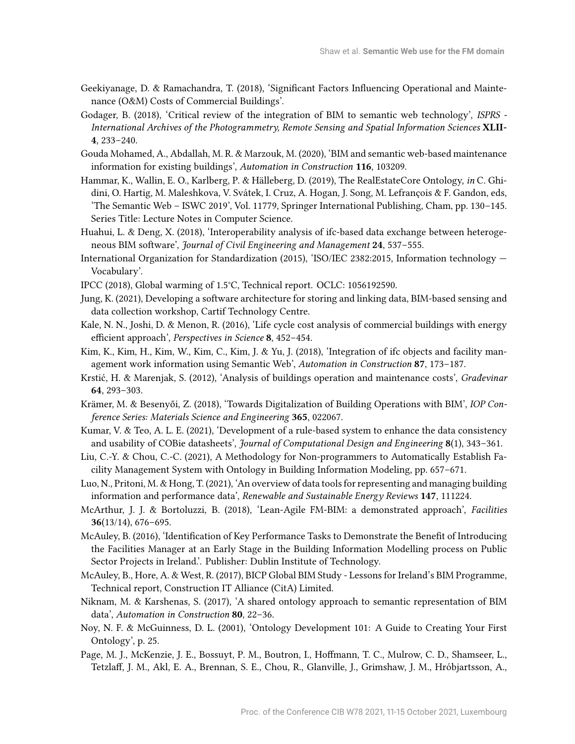Geekiyanage, D. & Ramachandra, T. (2018), 'Significant Factors Influencing Operational and Maintenance (O&M) Costs of Commercial Buildings'.

Godager, B. (2018), 'Critical review of the integration of BIM to semantic web technology', *ISPRS - International Archives of the Photogrammetry, Remote Sensing and Spatial Information Sciences* **XLII-4**, 233–240.

Gouda Mohamed, A., Abdallah, M. R. & Marzouk, M. (2020), 'BIM and semantic web-based maintenance information for existing buildings', *Automation in Construction* **116**, 103209.

Hammar, K., Wallin, E. O., Karlberg, P. & Hälleberg, D. (2019), The RealEstateCore Ontology, *in* C. Ghidini, O. Hartig, M. Maleshkova, V. Svátek, I. Cruz, A. Hogan, J. Song, M. Lefrançois & F. Gandon, eds, 'The Semantic Web – ISWC 2019', Vol. 11779, Springer International Publishing, Cham, pp. 130–145. Series Title: Lecture Notes in Computer Science.

Huahui, L. & Deng, X. (2018), 'Interoperability analysis of ifc-based data exchange between heterogeneous BIM software', *Journal of Civil Engineering and Management* **24**, 537–555.

International Organization for Standardization (2015), 'ISO/IEC 2382:2015, Information technology — Vocabulary'.

IPCC (2018), Global warming of 1.5°C, Technical report. OCLC: 1056192590.

Jung, K. (2021), Developing a software architecture for storing and linking data, BIM-based sensing and data collection workshop, Cartif Technology Centre.

Kale, N. N., Joshi, D. & Menon, R. (2016), 'Life cycle cost analysis of commercial buildings with energy efficient approach', *Perspectives in Science* **8**, 452–454.

Kim, K., Kim, H., Kim, W., Kim, C., Kim, J. & Yu, J. (2018), 'Integration of ifc objects and facility management work information using Semantic Web', *Automation in Construction* **87**, 173–187.

Krstić, H. & Marenjak, S. (2012), 'Analysis of buildings operation and maintenance costs', *Građevinar* **64**, 293–303.

Krämer, M. & Besenyői, Z. (2018), 'Towards Digitalization of Building Operations with BIM', *IOP Conference Series: Materials Science and Engineering* **365**, 022067.

Kumar, V. & Teo, A. L. E. (2021), 'Development of a rule-based system to enhance the data consistency and usability of COBie datasheets', *Journal of Computational Design and Engineering* **8**(1), 343–361.

Liu, C.-Y. & Chou, C.-C. (2021), A Methodology for Non-programmers to Automatically Establish Facility Management System with Ontology in Building Information Modeling, pp. 657–671.

Luo, N., Pritoni, M. & Hong, T. (2021), 'An overview of data tools for representing and managing building information and performance data', *Renewable and Sustainable Energy Reviews* **147**, 111224.

McArthur, J. J. & Bortoluzzi, B. (2018), 'Lean-Agile FM-BIM: a demonstrated approach', *Facilities* **36**(13/14), 676–695.

McAuley, B. (2016), 'Identification of Key Performance Tasks to Demonstrate the Benefit of Introducing the Facilities Manager at an Early Stage in the Building Information Modelling process on Public Sector Projects in Ireland.'. Publisher: Dublin Institute of Technology.

McAuley, B., Hore, A. & West, R. (2017), BICP Global BIM Study - Lessons for Ireland's BIM Programme, Technical report, Construction IT Alliance (CitA) Limited.

Niknam, M. & Karshenas, S. (2017), 'A shared ontology approach to semantic representation of BIM data', *Automation in Construction* **80**, 22–36.

Noy, N. F. & McGuinness, D. L. (2001), 'Ontology Development 101: A Guide to Creating Your First Ontology', p. 25.

Page, M. J., McKenzie, J. E., Bossuyt, P. M., Boutron, I., Hoffmann, T. C., Mulrow, C. D., Shamseer, L., Tetzlaff, J. M., Akl, E. A., Brennan, S. E., Chou, R., Glanville, J., Grimshaw, J. M., Hróbjartsson, A.,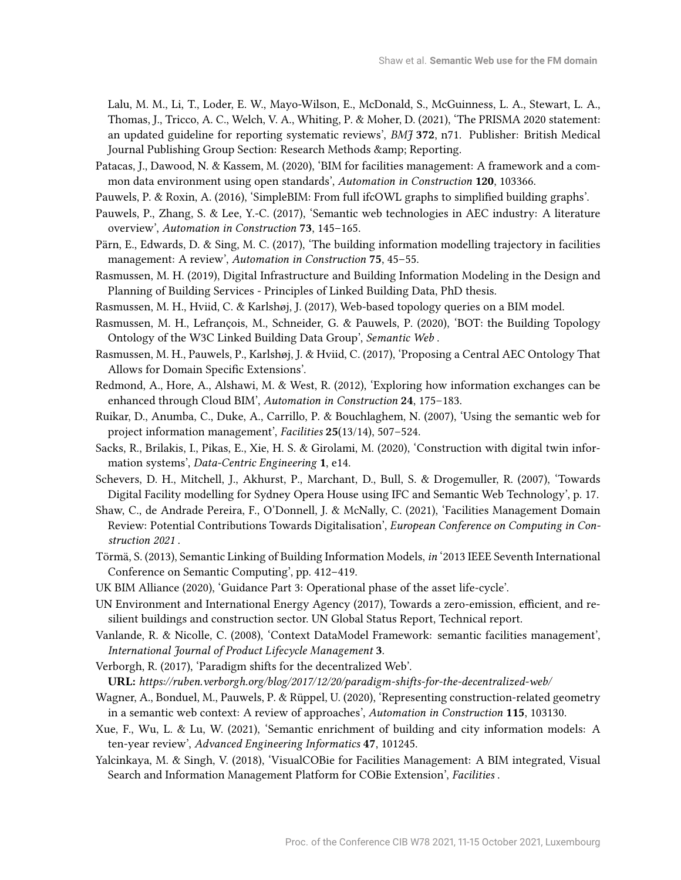Lalu, M. M., Li, T., Loder, E. W., Mayo-Wilson, E., McDonald, S., McGuinness, L. A., Stewart, L. A., Thomas, J., Tricco, A. C., Welch, V. A., Whiting, P. & Moher, D. (2021), 'The PRISMA 2020 statement: an updated guideline for reporting systematic reviews', *BMJ* **372**, n71. Publisher: British Medical Journal Publishing Group Section: Research Methods &amp; Reporting.

Patacas, J., Dawood, N. & Kassem, M. (2020), 'BIM for facilities management: A framework and a common data environment using open standards', *Automation in Construction* **120**, 103366.

Pauwels, P. & Roxin, A. (2016), 'SimpleBIM: From full ifcOWL graphs to simplified building graphs'.

Pauwels, P., Zhang, S. & Lee, Y.-C. (2017), 'Semantic web technologies in AEC industry: A literature overview', *Automation in Construction* **73**, 145–165.

Pärn, E., Edwards, D. & Sing, M. C. (2017), 'The building information modelling trajectory in facilities management: A review', *Automation in Construction* **75**, 45–55.

Rasmussen, M. H. (2019), Digital Infrastructure and Building Information Modeling in the Design and Planning of Building Services - Principles of Linked Building Data, PhD thesis.

Rasmussen, M. H., Hviid, C. & Karlshøj, J. (2017), Web-based topology queries on a BIM model.

Rasmussen, M. H., Lefrançois, M., Schneider, G. & Pauwels, P. (2020), 'BOT: the Building Topology Ontology of the W3C Linked Building Data Group', *Semantic Web* .

Rasmussen, M. H., Pauwels, P., Karlshøj, J. & Hviid, C. (2017), 'Proposing a Central AEC Ontology That Allows for Domain Specific Extensions'.

Redmond, A., Hore, A., Alshawi, M. & West, R. (2012), 'Exploring how information exchanges can be enhanced through Cloud BIM', *Automation in Construction* **24**, 175–183.

Ruikar, D., Anumba, C., Duke, A., Carrillo, P. & Bouchlaghem, N. (2007), 'Using the semantic web for project information management', *Facilities* **25**(13/14), 507–524.

Sacks, R., Brilakis, I., Pikas, E., Xie, H. S. & Girolami, M. (2020), 'Construction with digital twin information systems', *Data-Centric Engineering* **1**, e14.

Schevers, D. H., Mitchell, J., Akhurst, P., Marchant, D., Bull, S. & Drogemuller, R. (2007), 'Towards Digital Facility modelling for Sydney Opera House using IFC and Semantic Web Technology', p. 17.

Shaw, C., de Andrade Pereira, F., O'Donnell, J. & McNally, C. (2021), 'Facilities Management Domain Review: Potential Contributions Towards Digitalisation', *European Conference on Computing in Construction 2021* .

Törmä, S. (2013), Semantic Linking of Building Information Models, *in* '2013 IEEE Seventh International Conference on Semantic Computing', pp. 412–419.

UK BIM Alliance (2020), 'Guidance Part 3: Operational phase of the asset life-cycle'.

UN Environment and International Energy Agency (2017), Towards a zero-emission, efficient, and resilient buildings and construction sector. UN Global Status Report, Technical report.

Vanlande, R. & Nicolle, C. (2008), 'Context DataModel Framework: semantic facilities management', *International Journal of Product Lifecycle Management* **3**.

Verborgh, R. (2017), 'Paradigm shifts for the decentralized Web'.
**URL:** *https://ruben.verborgh.org/blog/2017/12/20/paradigm-shifts-for-the-decentralized-web/*

Wagner, A., Bonduel, M., Pauwels, P. & Rüppel, U. (2020), 'Representing construction-related geometry in a semantic web context: A review of approaches', *Automation in Construction* **115**, 103130.

Xue, F., Wu, L. & Lu, W. (2021), 'Semantic enrichment of building and city information models: A ten-year review', *Advanced Engineering Informatics* **47**, 101245.

Yalcinkaya, M. & Singh, V. (2018), 'VisualCOBie for Facilities Management: A BIM integrated, Visual Search and Information Management Platform for COBie Extension', *Facilities* .